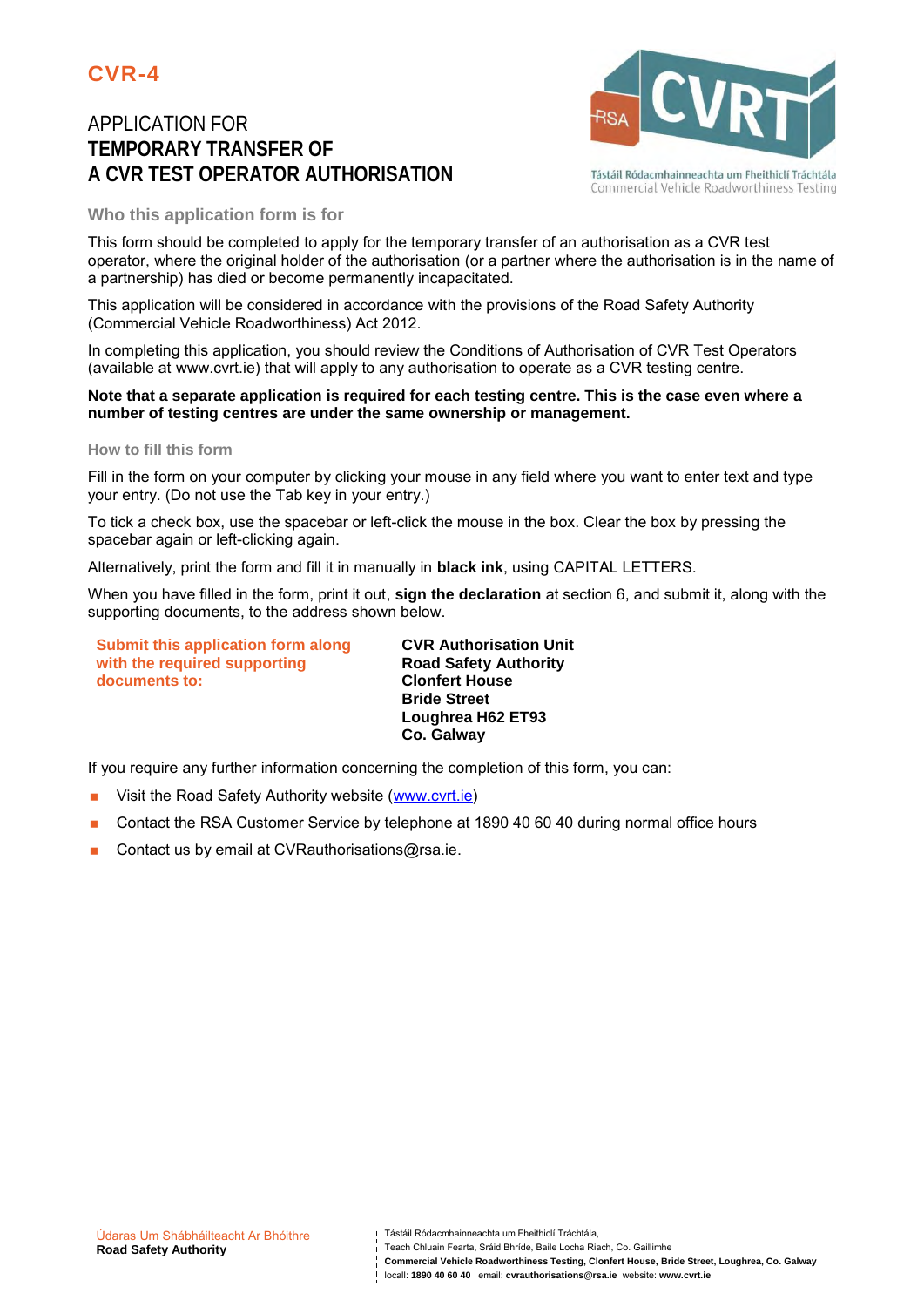# CVR-4

## APPLICATION FOR **TEMPORARY TRANSFER OF A CVR TEST OPERATOR AUTHORISATION**

Tástáil Ródacmhainneachta um Fheithiclí Tráchtála
Commercial Vehicle Roadworthiness Testing

### Who this application form is for

This form should be completed to apply for the temporary transfer of an authorisation as a CVR test operator, where the original holder of the authorisation (or a partner where the authorisation is in the name of a partnership) has died or become permanently incapacitated.

This application will be considered in accordance with the provisions of the Road Safety Authority (Commercial Vehicle Roadworthiness) Act 2012.

In completing this application, you should review the Conditions of Authorisation of CVR Test Operators (available at www.cvrt.ie) that will apply to any authorisation to operate as a CVR testing centre.

**Note that a separate application is required for each testing centre. This is the case even where a number of testing centres are under the same ownership or management.**

### How to fill this form

Fill in the form on your computer by clicking your mouse in any field where you want to enter text and type your entry. (Do not use the Tab key in your entry.)

To tick a check box, use the spacebar or left-click the mouse in the box. Clear the box by pressing the spacebar again or left-clicking again.

Alternatively, print the form and fill it in manually in **black ink**, using CAPITAL LETTERS.

When you have filled in the form, print it out, **sign the declaration** at section 6, and submit it, along with the supporting documents, to the address shown below.

**Submit this application form along with the required supporting documents to:**

**CVR Authorisation Unit**
**Road Safety Authority**
**Clonfert House**
**Bride Street**
**Loughrea H62 ET93**
**Co. Galway**

If you require any further information concerning the completion of this form, you can:

- Visit the Road Safety Authority website (www.cvrt.ie)
- Contact the RSA Customer Service by telephone at 1890 40 60 40 during normal office hours
- Contact us by email at CVRauthorisations@rsa.ie.

Údaras Um Shábháilteacht Ar Bhóithre
**Road Safety Authority**

Tástáil Ródacmhainneachta um Fheithiclí Tráchtála,
Teach Chluain Fearta, Sráid Bhríde, Baile Locha Riach, Co. Gaillimhe
**Commercial Vehicle Roadworthiness Testing, Clonfert House, Bride Street, Loughrea, Co. Galway**
locall: **1890 40 60 40** email: **cvrauthorisations@rsa.ie** website: **www.cvrt.ie**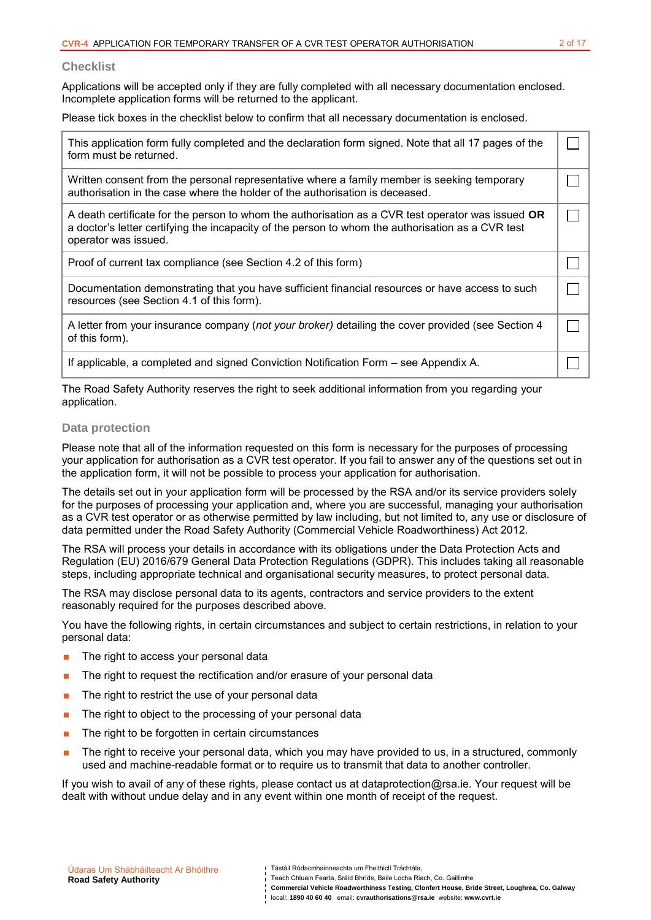## Checklist

Applications will be accepted only if they are fully completed with all necessary documentation enclosed. Incomplete application forms will be returned to the applicant.

Please tick boxes in the checklist below to confirm that all necessary documentation is enclosed.

| | |
|---|---|
| This application form fully completed and the declaration form signed. Note that all 17 pages of the form must be returned. | ☐ |
| Written consent from the personal representative where a family member is seeking temporary authorisation in the case where the holder of the authorisation is deceased. | ☐ |
| A death certificate for the person to whom the authorisation as a CVR test operator was issued **OR** a doctor's letter certifying the incapacity of the person to whom the authorisation as a CVR test operator was issued. | ☐ |
| Proof of current tax compliance (see Section 4.2 of this form) | ☐ |
| Documentation demonstrating that you have sufficient financial resources or have access to such resources (see Section 4.1 of this form). | ☐ |
| A letter from your insurance company (*not your broker)* detailing the cover provided (see Section 4 of this form). | ☐ |
| If applicable, a completed and signed Conviction Notification Form – see Appendix A. | ☐ |

The Road Safety Authority reserves the right to seek additional information from you regarding your application.

## Data protection

Please note that all of the information requested on this form is necessary for the purposes of processing your application for authorisation as a CVR test operator. If you fail to answer any of the questions set out in the application form, it will not be possible to process your application for authorisation.

The details set out in your application form will be processed by the RSA and/or its service providers solely for the purposes of processing your application and, where you are successful, managing your authorisation as a CVR test operator or as otherwise permitted by law including, but not limited to, any use or disclosure of data permitted under the Road Safety Authority (Commercial Vehicle Roadworthiness) Act 2012.

The RSA will process your details in accordance with its obligations under the Data Protection Acts and Regulation (EU) 2016/679 General Data Protection Regulations (GDPR). This includes taking all reasonable steps, including appropriate technical and organisational security measures, to protect personal data.

The RSA may disclose personal data to its agents, contractors and service providers to the extent reasonably required for the purposes described above.

You have the following rights, in certain circumstances and subject to certain restrictions, in relation to your personal data:

- The right to access your personal data
- The right to request the rectification and/or erasure of your personal data
- The right to restrict the use of your personal data
- The right to object to the processing of your personal data
- The right to be forgotten in certain circumstances
- The right to receive your personal data, which you may have provided to us, in a structured, commonly used and machine-readable format or to require us to transmit that data to another controller.

If you wish to avail of any of these rights, please contact us at dataprotection@rsa.ie. Your request will be dealt with without undue delay and in any event within one month of receipt of the request.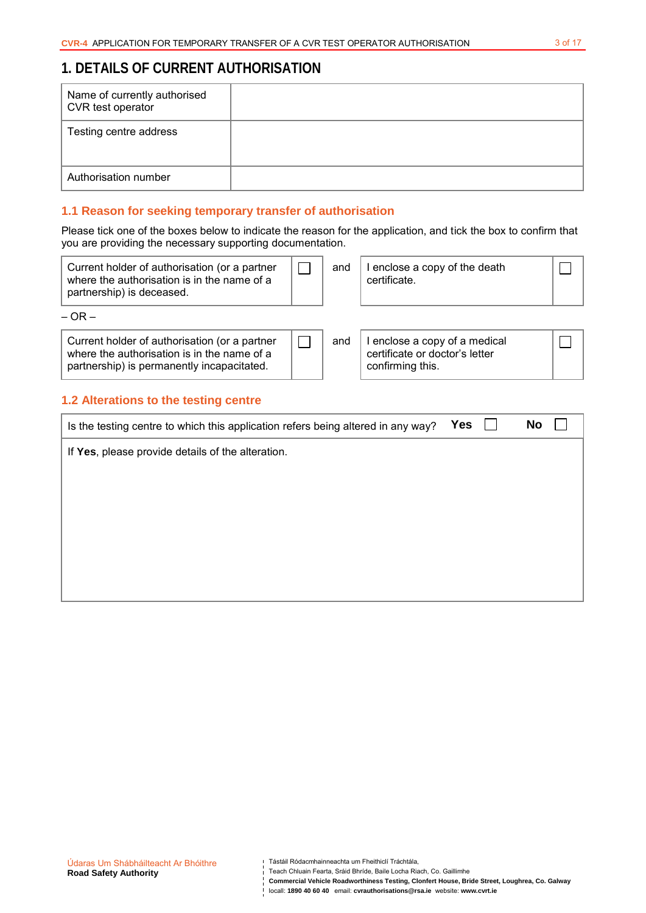# 1. DETAILS OF CURRENT AUTHORISATION

| | |
|---|---|
| Name of currently authorised CVR test operator | |
| Testing centre address | |
| Authorisation number | |

## 1.1 Reason for seeking temporary transfer of authorisation

Please tick one of the boxes below to indicate the reason for the application, and tick the box to confirm that you are providing the necessary supporting documentation.

| | | | | |
|---|---|---|---|---|
| Current holder of authorisation (or a partner where the authorisation is in the name of a partnership) is deceased. | ☐ | and | I enclose a copy of the death certificate. | ☐ |

– OR –

| | | | | |
|---|---|---|---|---|
| Current holder of authorisation (or a partner where the authorisation is in the name of a partnership) is permanently incapacitated. | ☐ | and | I enclose a copy of a medical certificate or doctor's letter confirming this. | ☐ |

## 1.2 Alterations to the testing centre

Is the testing centre to which this application refers being altered in any way? **Yes** ☐ **No** ☐

If **Yes**, please provide details of the alteration.

Údaras Um Shábháilteacht Ar Bhóithre
**Road Safety Authority**

Tástáil Ródacmhainneachta um Fheithiclí Tráchtála,
Teach Chluain Fearta, Sráid Bhríde, Baile Locha Riach, Co. Gaillimhe
**Commercial Vehicle Roadworthiness Testing, Clonfert House, Bride Street, Loughrea, Co. Galway**
locall: **1890 40 60 40** email: **cvrauthorisations@rsa.ie** website: **www.cvrt.ie**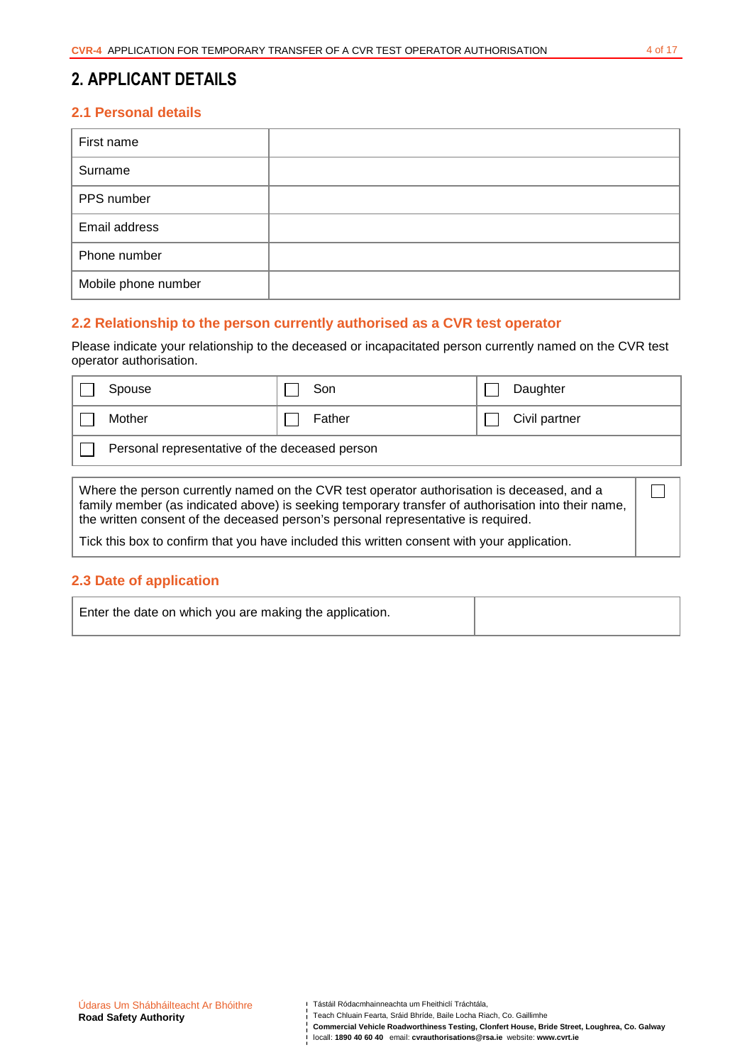## 2. APPLICANT DETAILS

### 2.1 Personal details

| First name | |
|---|---|
| Surname | |
| PPS number | |
| Email address | |
| Phone number | |
| Mobile phone number | |

### 2.2 Relationship to the person currently authorised as a CVR test operator

Please indicate your relationship to the deceased or incapacitated person currently named on the CVR test operator authorisation.

| ☐ Spouse | ☐ Son | ☐ Daughter |
|---|---|---|
| ☐ Mother | ☐ Father | ☐ Civil partner |
| ☐ Personal representative of the deceased person | | |

| Where the person currently named on the CVR test operator authorisation is deceased, and a family member (as indicated above) is seeking temporary transfer of authorisation into their name, the written consent of the deceased person's personal representative is required.<br><br>Tick this box to confirm that you have included this written consent with your application. | ☐ |
|---|---|

### 2.3 Date of application

| Enter the date on which you are making the application. | |
|---|---|

Údaras Um Shábháilteacht Ar Bhóithre
**Road Safety Authority**

Tástáil Ródacmhainneachta um Fheithiclí Tráchtála,
Teach Chluain Fearta, Sráid Bhríde, Baile Locha Riach, Co. Gaillimhe
**Commercial Vehicle Roadworthiness Testing, Clonfert House, Bride Street, Loughrea, Co. Galway**
locall: **1890 40 60 40** email: **cvrauthorisations@rsa.ie** website: **www.cvrt.ie**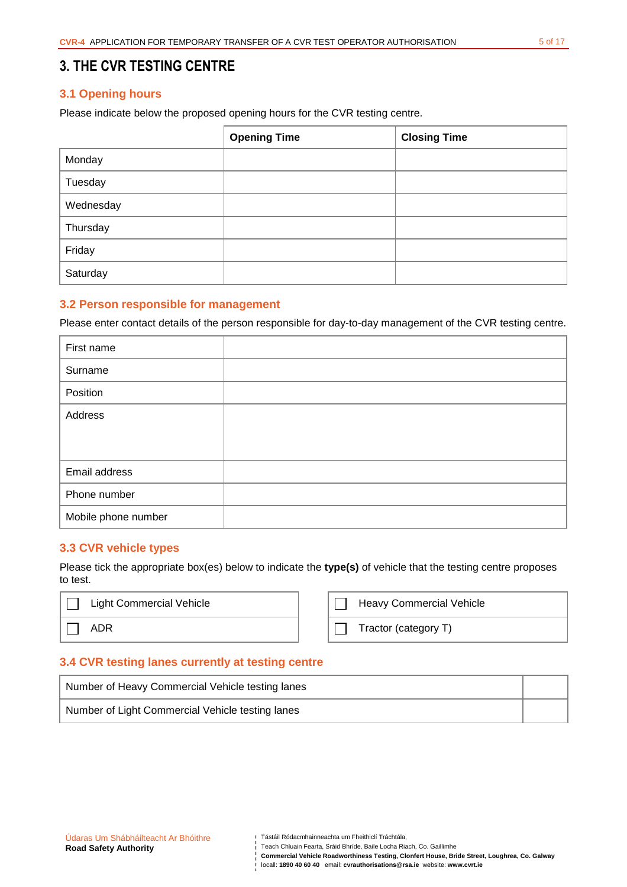# 3. THE CVR TESTING CENTRE

## 3.1 Opening hours

Please indicate below the proposed opening hours for the CVR testing centre.

| | Opening Time | Closing Time |
|---|---|---|
| Monday | | |
| Tuesday | | |
| Wednesday | | |
| Thursday | | |
| Friday | | |
| Saturday | | |

## 3.2 Person responsible for management

Please enter contact details of the person responsible for day-to-day management of the CVR testing centre.

| | |
|---|---|
| First name | |
| Surname | |
| Position | |
| Address | |
| Email address | |
| Phone number | |
| Mobile phone number | |

## 3.3 CVR vehicle types

Please tick the appropriate box(es) below to indicate the **type(s)** of vehicle that the testing centre proposes to test.

| | |
|---|---|
| ☐ Light Commercial Vehicle | ☐ Heavy Commercial Vehicle |
| ☐ ADR | ☐ Tractor (category T) |

## 3.4 CVR testing lanes currently at testing centre

| | |
|---|---|
| Number of Heavy Commercial Vehicle testing lanes | |
| Number of Light Commercial Vehicle testing lanes | |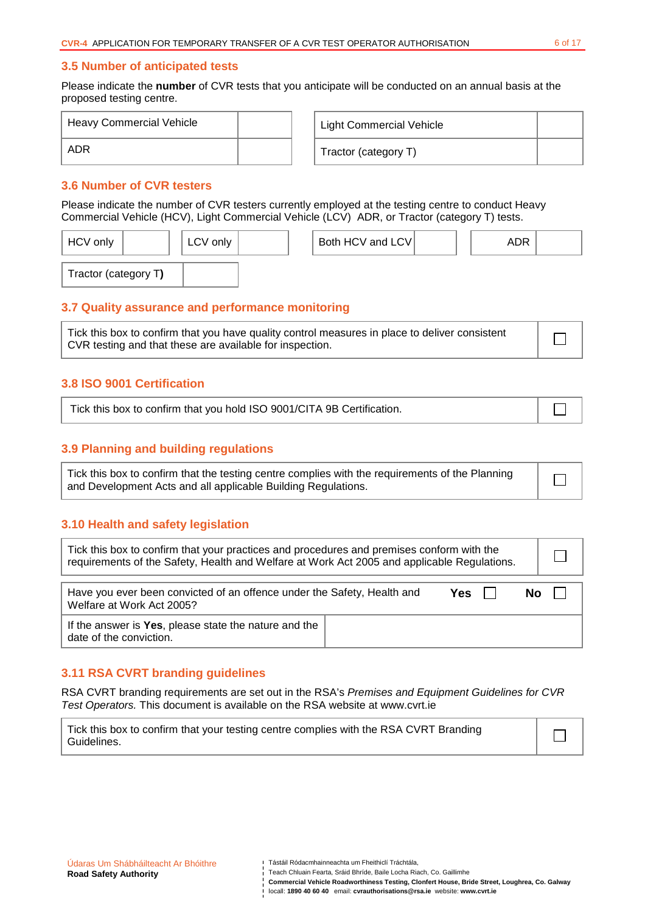## 3.5 Number of anticipated tests

Please indicate the **number** of CVR tests that you anticipate will be conducted on an annual basis at the proposed testing centre.

| Heavy Commercial Vehicle | | Light Commercial Vehicle | |
|---|---|---|---|
| ADR | | Tractor (category T) | |

## 3.6 Number of CVR testers

Please indicate the number of CVR testers currently employed at the testing centre to conduct Heavy Commercial Vehicle (HCV), Light Commercial Vehicle (LCV) ADR, or Tractor (category T) tests.

| HCV only | | LCV only | | Both HCV and LCV | | ADR | |
|---|---|---|---|---|---|---|---|
| Tractor (category T**)** | | | | | | | |

## 3.7 Quality assurance and performance monitoring

| Tick this box to confirm that you have quality control measures in place to deliver consistent CVR testing and that these are available for inspection. | ☐ |
|---|---|

## 3.8 ISO 9001 Certification

| Tick this box to confirm that you hold ISO 9001/CITA 9B Certification. | ☐ |
|---|---|

## 3.9 Planning and building regulations

| Tick this box to confirm that the testing centre complies with the requirements of the Planning and Development Acts and all applicable Building Regulations. | ☐ |
|---|---|

## 3.10 Health and safety legislation

| Tick this box to confirm that your practices and procedures and premises conform with the requirements of the Safety, Health and Welfare at Work Act 2005 and applicable Regulations. | ☐ |
|---|---|

| Have you ever been convicted of an offence under the Safety, Health and Welfare at Work Act 2005? | **Yes** ☐ **No** ☐ |
|---|---|
| If the answer is **Yes**, please state the nature and the date of the conviction. | |

## 3.11 RSA CVRT branding guidelines

RSA CVRT branding requirements are set out in the RSA's *Premises and Equipment Guidelines for CVR Test Operators.* This document is available on the RSA website at www.cvrt.ie

| Tick this box to confirm that your testing centre complies with the RSA CVRT Branding Guidelines. | ☐ |
|---|---|

Údaras Um Shábháilteacht Ar Bhóithre
**Road Safety Authority**

Tástáil Ródacmhainneachta um Fheithiclí Tráchtála,
Teach Chluain Fearta, Sráid Bhríde, Baile Locha Riach, Co. Gaillimhe
**Commercial Vehicle Roadworthiness Testing, Clonfert House, Bride Street, Loughrea, Co. Galway**
locall: **1890 40 60 40** email: **cvrauthorisations@rsa.ie** website: **www.cvrt.ie**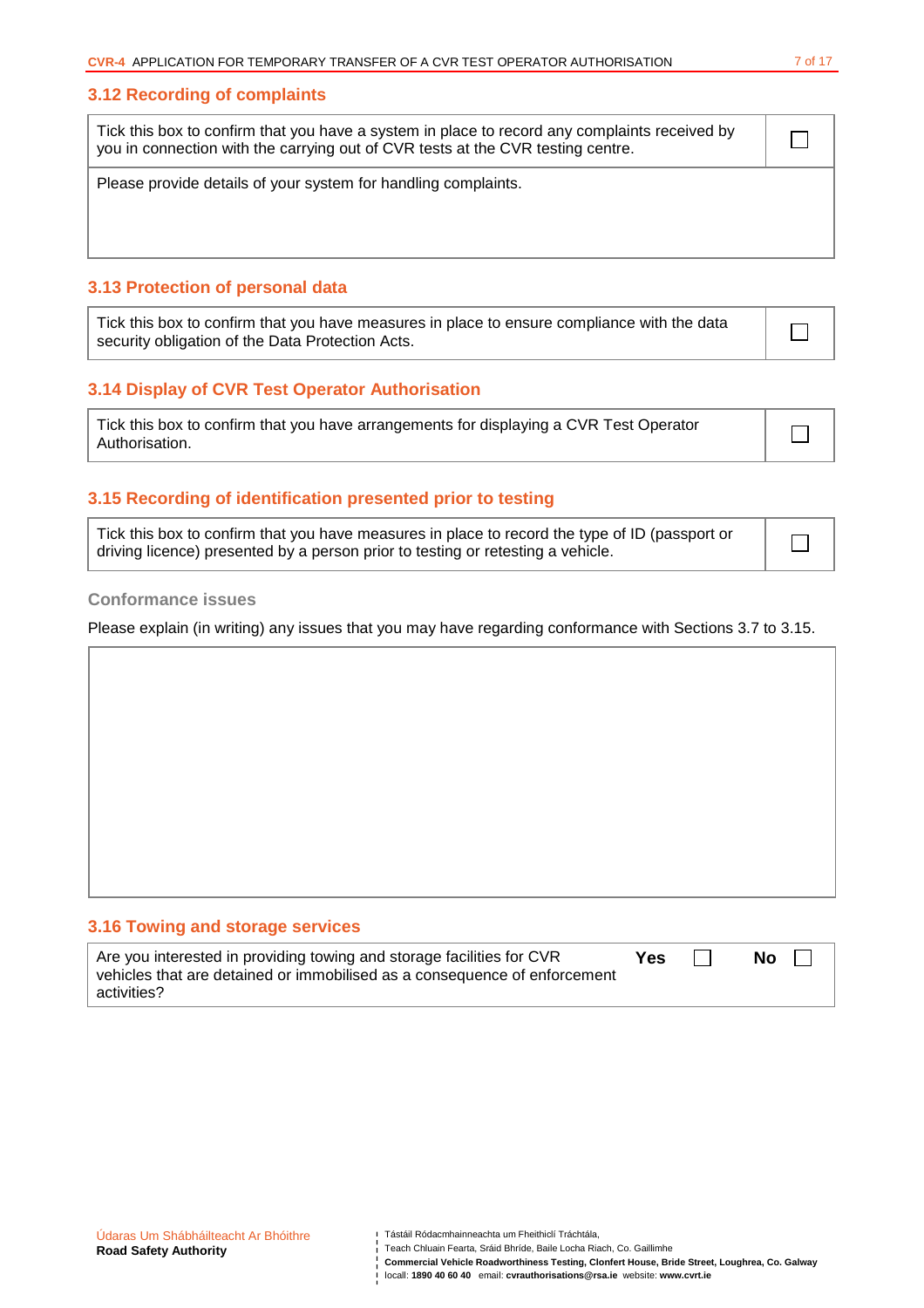### 3.12 Recording of complaints

| Tick this box to confirm that you have a system in place to record any complaints received by you in connection with the carrying out of CVR tests at the CVR testing centre. | ☐ |
| --- | --- |
| Please provide details of your system for handling complaints. | |

### 3.13 Protection of personal data

| Tick this box to confirm that you have measures in place to ensure compliance with the data security obligation of the Data Protection Acts. | ☐ |
| --- | --- |

### 3.14 Display of CVR Test Operator Authorisation

| Tick this box to confirm that you have arrangements for displaying a CVR Test Operator Authorisation. | ☐ |
| --- | --- |

### 3.15 Recording of identification presented prior to testing

| Tick this box to confirm that you have measures in place to record the type of ID (passport or driving licence) presented by a person prior to testing or retesting a vehicle. | ☐ |
| --- | --- |

#### Conformance issues

Please explain (in writing) any issues that you may have regarding conformance with Sections 3.7 to 3.15.

| |
| --- |
| |

### 3.16 Towing and storage services

| Are you interested in providing towing and storage facilities for CVR vehicles that are detained or immobilised as a consequence of enforcement activities? | **Yes** ☐ | **No** ☐ |
| --- | --- | --- |

Údaras Um Shábháilteacht Ar Bhóithre
**Road Safety Authority**

Tástáil Ródacmhainneachta um Fheithiclí Tráchtála,
Teach Chluain Fearta, Sráid Bhríde, Baile Locha Riach, Co. Gaillimhe
**Commercial Vehicle Roadworthiness Testing, Clonfert House, Bride Street, Loughrea, Co. Galway**
locall: **1890 40 60 40** email: **cvrauthorisations@rsa.ie** website: **www.cvrt.ie**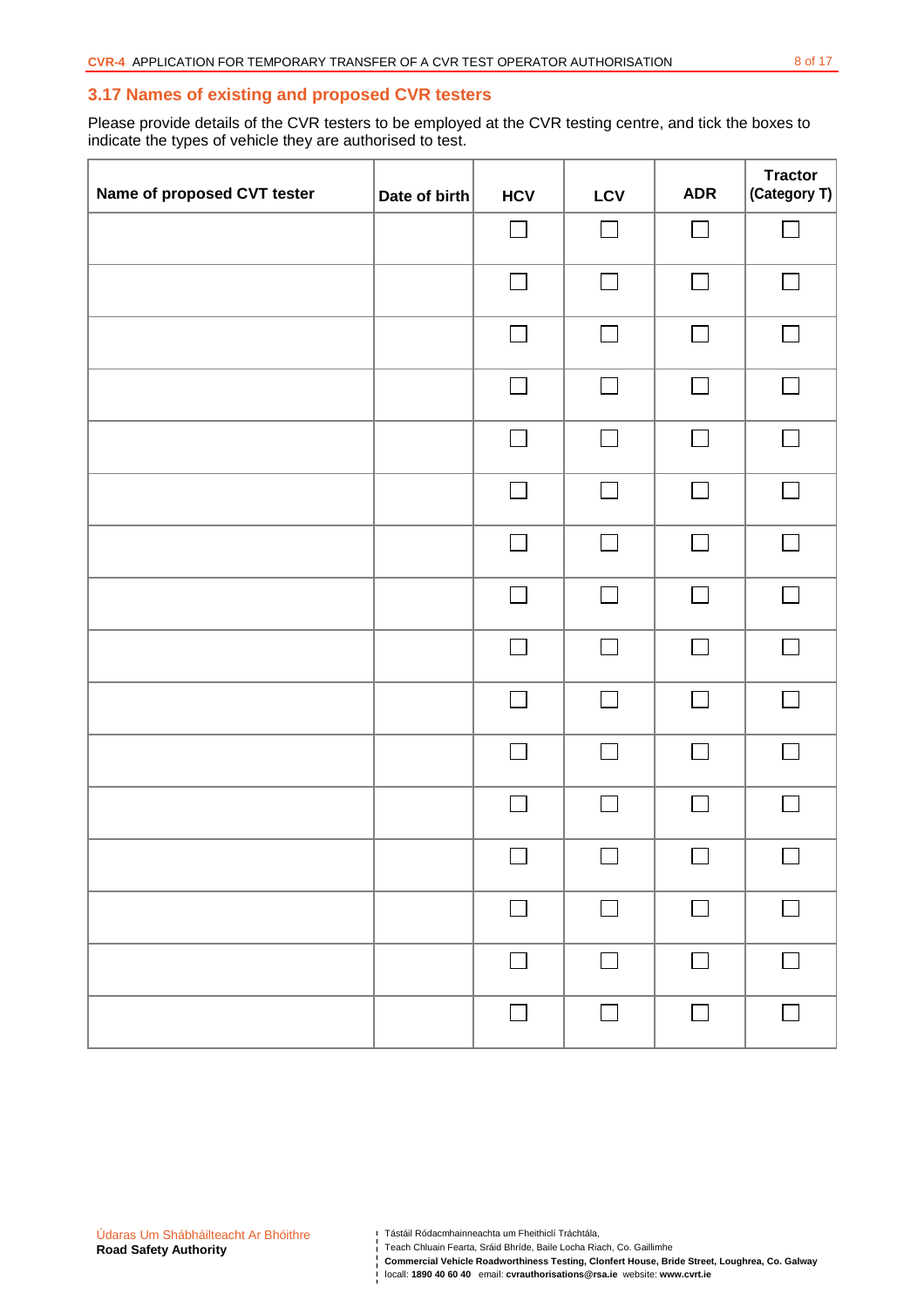## 3.17 Names of existing and proposed CVR testers

Please provide details of the CVR testers to be employed at the CVR testing centre, and tick the boxes to indicate the types of vehicle they are authorised to test.

| Name of proposed CVT tester | Date of birth | HCV | LCV | ADR | Tractor (Category T) |
|---|---|---|---|---|---|
| | | ☐ | ☐ | ☐ | ☐ |
| | | ☐ | ☐ | ☐ | ☐ |
| | | ☐ | ☐ | ☐ | ☐ |
| | | ☐ | ☐ | ☐ | ☐ |
| | | ☐ | ☐ | ☐ | ☐ |
| | | ☐ | ☐ | ☐ | ☐ |
| | | ☐ | ☐ | ☐ | ☐ |
| | | ☐ | ☐ | ☐ | ☐ |
| | | ☐ | ☐ | ☐ | ☐ |
| | | ☐ | ☐ | ☐ | ☐ |
| | | ☐ | ☐ | ☐ | ☐ |
| | | ☐ | ☐ | ☐ | ☐ |
| | | ☐ | ☐ | ☐ | ☐ |
| | | ☐ | ☐ | ☐ | ☐ |
| | | ☐ | ☐ | ☐ | ☐ |
| | | ☐ | ☐ | ☐ | ☐ |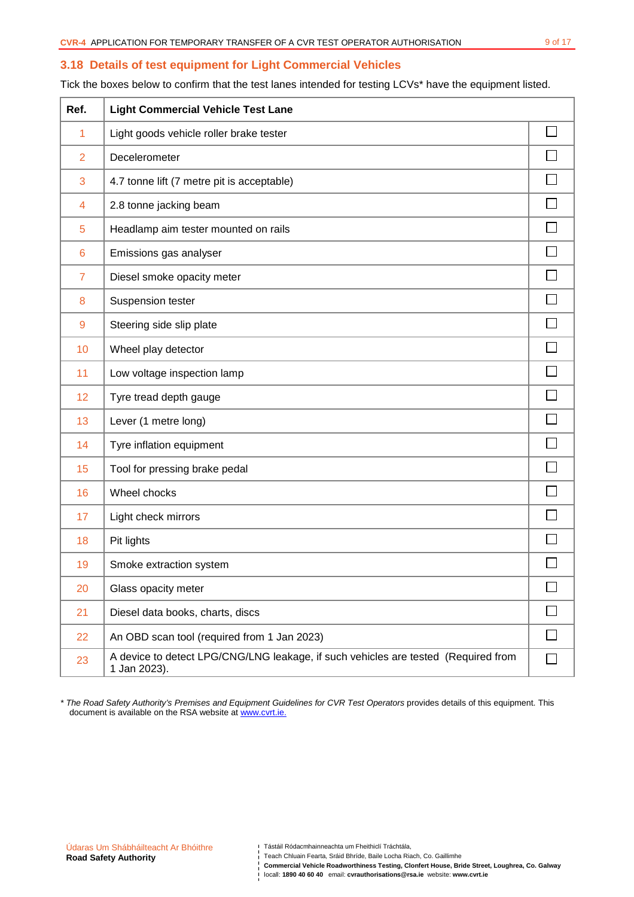## 3.18 Details of test equipment for Light Commercial Vehicles

Tick the boxes below to confirm that the test lanes intended for testing LCVs* have the equipment listed.

| Ref. | Light Commercial Vehicle Test Lane | |
|---|---|---|
| 1 | Light goods vehicle roller brake tester | ☐ |
| 2 | Decelerometer | ☐ |
| 3 | 4.7 tonne lift (7 metre pit is acceptable) | ☐ |
| 4 | 2.8 tonne jacking beam | ☐ |
| 5 | Headlamp aim tester mounted on rails | ☐ |
| 6 | Emissions gas analyser | ☐ |
| 7 | Diesel smoke opacity meter | ☐ |
| 8 | Suspension tester | ☐ |
| 9 | Steering side slip plate | ☐ |
| 10 | Wheel play detector | ☐ |
| 11 | Low voltage inspection lamp | ☐ |
| 12 | Tyre tread depth gauge | ☐ |
| 13 | Lever (1 metre long) | ☐ |
| 14 | Tyre inflation equipment | ☐ |
| 15 | Tool for pressing brake pedal | ☐ |
| 16 | Wheel chocks | ☐ |
| 17 | Light check mirrors | ☐ |
| 18 | Pit lights | ☐ |
| 19 | Smoke extraction system | ☐ |
| 20 | Glass opacity meter | ☐ |
| 21 | Diesel data books, charts, discs | ☐ |
| 22 | An OBD scan tool (required from 1 Jan 2023) | ☐ |
| 23 | A device to detect LPG/CNG/LNG leakage, if such vehicles are tested (Required from 1 Jan 2023). | ☐ |

\* *The Road Safety Authority's Premises and Equipment Guidelines for CVR Test Operators* provides details of this equipment. This document is available on the RSA website at www.cvrt.ie.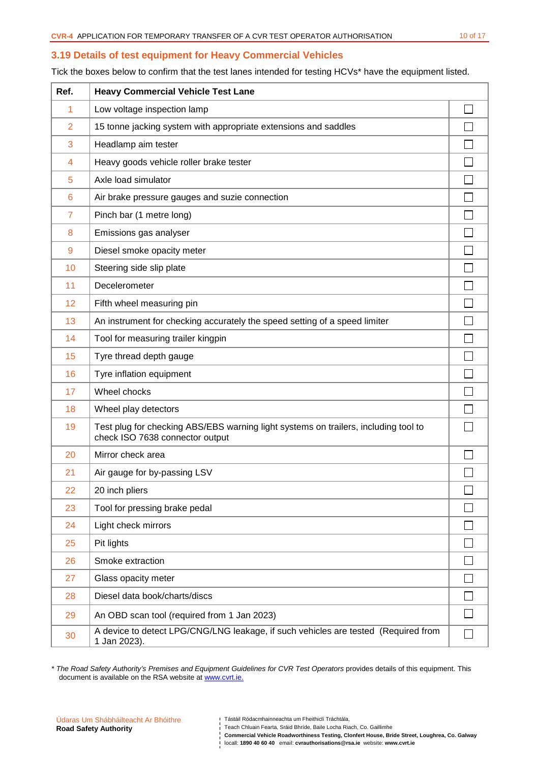## 3.19 Details of test equipment for Heavy Commercial Vehicles

Tick the boxes below to confirm that the test lanes intended for testing HCVs* have the equipment listed.

| Ref. | Heavy Commercial Vehicle Test Lane | |
|---|---|---|
| 1 | Low voltage inspection lamp | ☐ |
| 2 | 15 tonne jacking system with appropriate extensions and saddles | ☐ |
| 3 | Headlamp aim tester | ☐ |
| 4 | Heavy goods vehicle roller brake tester | ☐ |
| 5 | Axle load simulator | ☐ |
| 6 | Air brake pressure gauges and suzie connection | ☐ |
| 7 | Pinch bar (1 metre long) | ☐ |
| 8 | Emissions gas analyser | ☐ |
| 9 | Diesel smoke opacity meter | ☐ |
| 10 | Steering side slip plate | ☐ |
| 11 | Decelerometer | ☐ |
| 12 | Fifth wheel measuring pin | ☐ |
| 13 | An instrument for checking accurately the speed setting of a speed limiter | ☐ |
| 14 | Tool for measuring trailer kingpin | ☐ |
| 15 | Tyre thread depth gauge | ☐ |
| 16 | Tyre inflation equipment | ☐ |
| 17 | Wheel chocks | ☐ |
| 18 | Wheel play detectors | ☐ |
| 19 | Test plug for checking ABS/EBS warning light systems on trailers, including tool to check ISO 7638 connector output | ☐ |
| 20 | Mirror check area | ☐ |
| 21 | Air gauge for by-passing LSV | ☐ |
| 22 | 20 inch pliers | ☐ |
| 23 | Tool for pressing brake pedal | ☐ |
| 24 | Light check mirrors | ☐ |
| 25 | Pit lights | ☐ |
| 26 | Smoke extraction | ☐ |
| 27 | Glass opacity meter | ☐ |
| 28 | Diesel data book/charts/discs | ☐ |
| 29 | An OBD scan tool (required from 1 Jan 2023) | ☐ |
| 30 | A device to detect LPG/CNG/LNG leakage, if such vehicles are tested (Required from 1 Jan 2023). | ☐ |

\* *The Road Safety Authority's Premises and Equipment Guidelines for CVR Test Operators* provides details of this equipment. This document is available on the RSA website at www.cvrt.ie.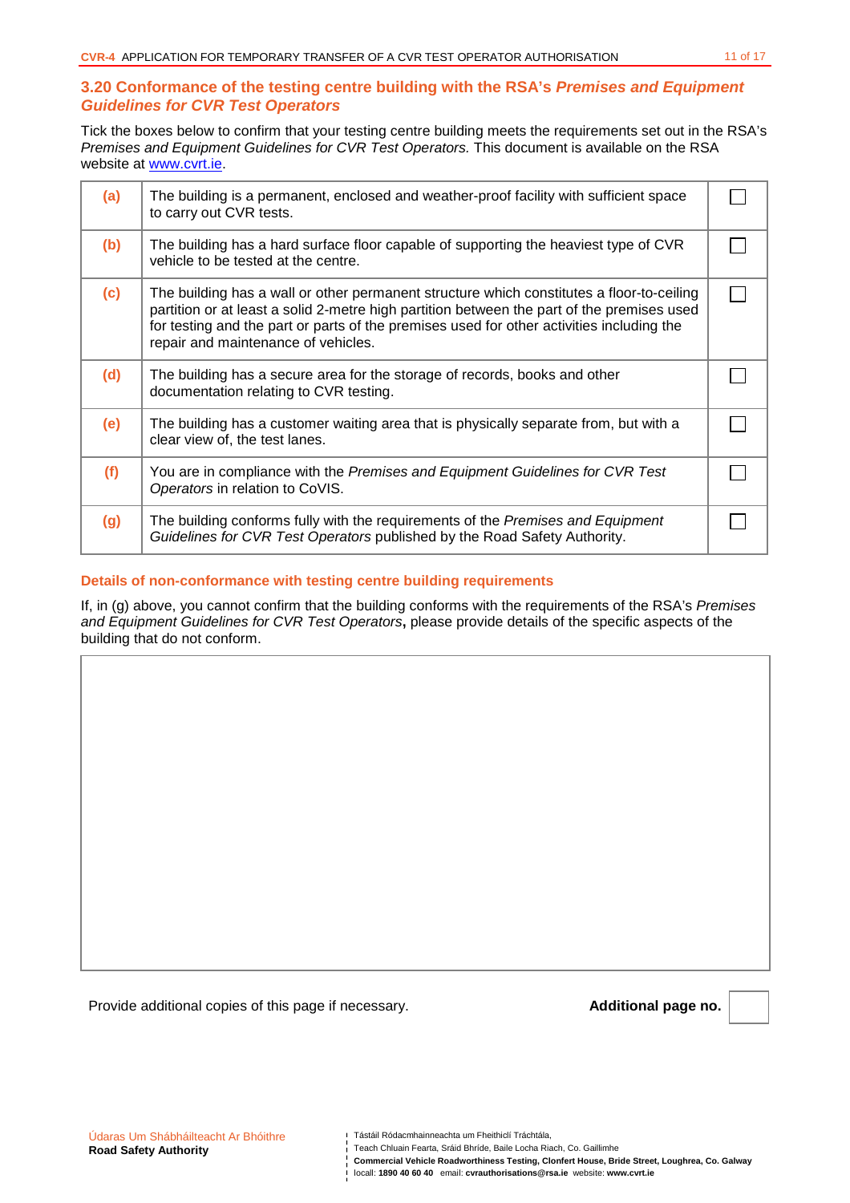## 3.20 Conformance of the testing centre building with the RSA's *Premises and Equipment Guidelines for CVR Test Operators*

Tick the boxes below to confirm that your testing centre building meets the requirements set out in the RSA's *Premises and Equipment Guidelines for CVR Test Operators.* This document is available on the RSA website at www.cvrt.ie.

| | | |
|---|---|---|
| **(a)** | The building is a permanent, enclosed and weather-proof facility with sufficient space to carry out CVR tests. | ☐ |
| **(b)** | The building has a hard surface floor capable of supporting the heaviest type of CVR vehicle to be tested at the centre. | ☐ |
| **(c)** | The building has a wall or other permanent structure which constitutes a floor-to-ceiling partition or at least a solid 2-metre high partition between the part of the premises used for testing and the part or parts of the premises used for other activities including the repair and maintenance of vehicles. | ☐ |
| **(d)** | The building has a secure area for the storage of records, books and other documentation relating to CVR testing. | ☐ |
| **(e)** | The building has a customer waiting area that is physically separate from, but with a clear view of, the test lanes. | ☐ |
| **(f)** | You are in compliance with the *Premises and Equipment Guidelines for CVR Test Operators* in relation to CoVIS. | ☐ |
| **(g)** | The building conforms fully with the requirements of the *Premises and Equipment Guidelines for CVR Test Operators* published by the Road Safety Authority. | ☐ |

### Details of non-conformance with testing centre building requirements

If, in (g) above, you cannot confirm that the building conforms with the requirements of the RSA's *Premises and Equipment Guidelines for CVR Test Operators*, please provide details of the specific aspects of the building that do not conform.

| |
|---|
| |

Provide additional copies of this page if necessary.

**Additional page no.** ☐

Údaras Um Shábháilteacht Ar Bhóithre
**Road Safety Authority**

Tástáil Ródacmhainneachta um Fheithiclí Tráchtála,
Teach Chluain Fearta, Sráid Bhríde, Baile Locha Riach, Co. Gaillimhe
**Commercial Vehicle Roadworthiness Testing, Clonfert House, Bride Street, Loughrea, Co. Galway**
locall: **1890 40 60 40** email: **cvrauthorisations@rsa.ie** website: **www.cvrt.ie**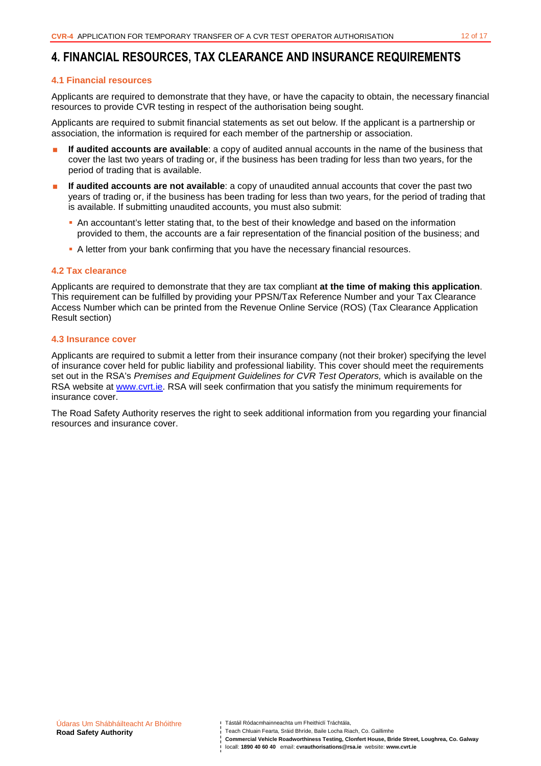# 4. FINANCIAL RESOURCES, TAX CLEARANCE AND INSURANCE REQUIREMENTS

## 4.1 Financial resources

Applicants are required to demonstrate that they have, or have the capacity to obtain, the necessary financial resources to provide CVR testing in respect of the authorisation being sought.

Applicants are required to submit financial statements as set out below. If the applicant is a partnership or association, the information is required for each member of the partnership or association.

- **If audited accounts are available**: a copy of audited annual accounts in the name of the business that cover the last two years of trading or, if the business has been trading for less than two years, for the period of trading that is available.
- **If audited accounts are not available**: a copy of unaudited annual accounts that cover the past two years of trading or, if the business has been trading for less than two years, for the period of trading that is available. If submitting unaudited accounts, you must also submit:
  - An accountant's letter stating that, to the best of their knowledge and based on the information provided to them, the accounts are a fair representation of the financial position of the business; and
  - A letter from your bank confirming that you have the necessary financial resources.

## 4.2 Tax clearance

Applicants are required to demonstrate that they are tax compliant **at the time of making this application**. This requirement can be fulfilled by providing your PPSN/Tax Reference Number and your Tax Clearance Access Number which can be printed from the Revenue Online Service (ROS) (Tax Clearance Application Result section)

## 4.3 Insurance cover

Applicants are required to submit a letter from their insurance company (not their broker) specifying the level of insurance cover held for public liability and professional liability. This cover should meet the requirements set out in the RSA's *Premises and Equipment Guidelines for CVR Test Operators,* which is available on the RSA website at www.cvrt.ie. RSA will seek confirmation that you satisfy the minimum requirements for insurance cover.

The Road Safety Authority reserves the right to seek additional information from you regarding your financial resources and insurance cover.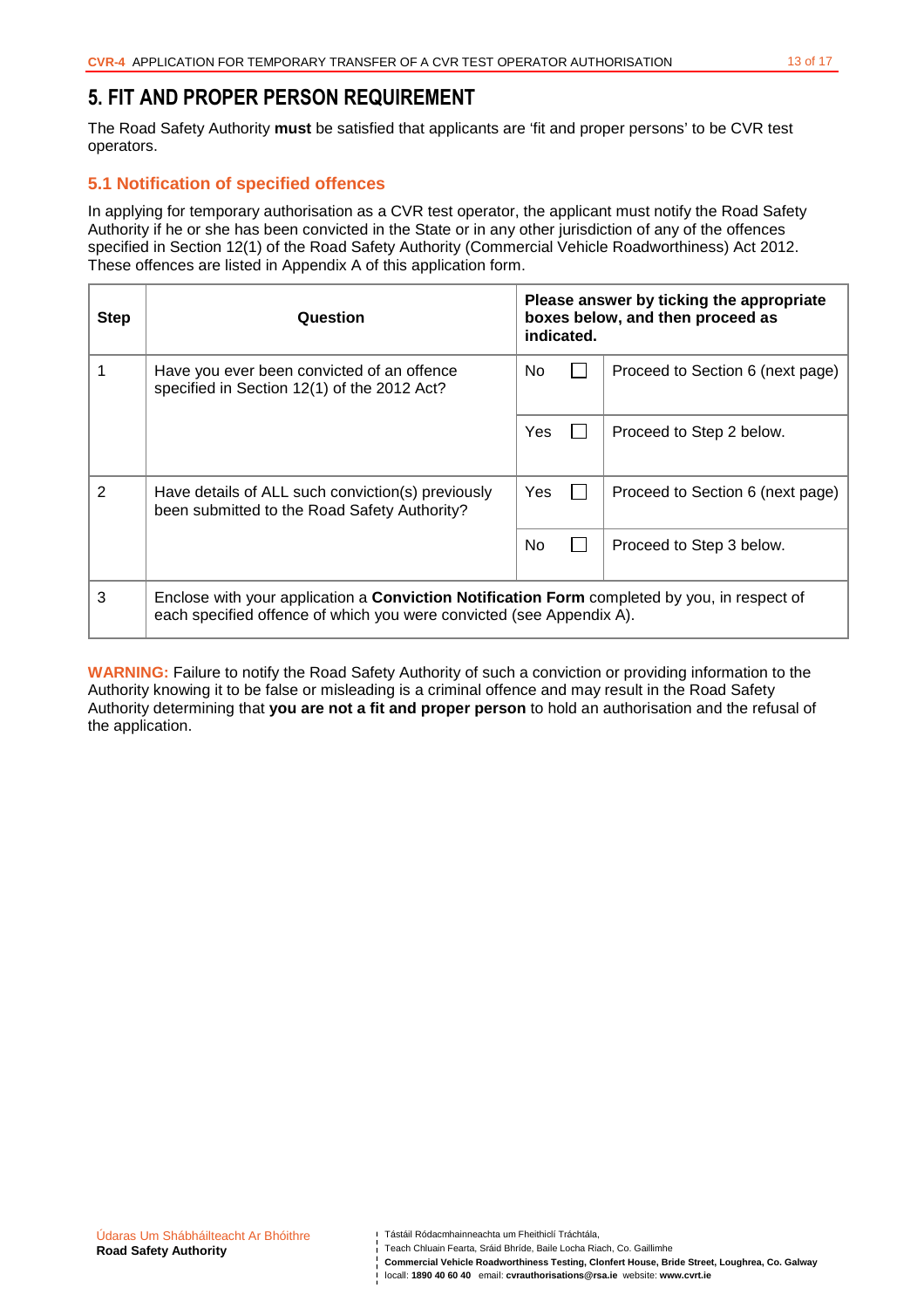# 5. FIT AND PROPER PERSON REQUIREMENT

The Road Safety Authority **must** be satisfied that applicants are 'fit and proper persons' to be CVR test operators.

## 5.1 Notification of specified offences

In applying for temporary authorisation as a CVR test operator, the applicant must notify the Road Safety Authority if he or she has been convicted in the State or in any other jurisdiction of any of the offences specified in Section 12(1) of the Road Safety Authority (Commercial Vehicle Roadworthiness) Act 2012. These offences are listed in Appendix A of this application form.

| Step | Question | Please answer by ticking the appropriate boxes below, and then proceed as indicated. | | |
|---|---|---|---|---|
| 1 | Have you ever been convicted of an offence specified in Section 12(1) of the 2012 Act? | No | ☐ | Proceed to Section 6 (next page) |
| | | Yes | ☐ | Proceed to Step 2 below. |
| 2 | Have details of ALL such conviction(s) previously been submitted to the Road Safety Authority? | Yes | ☐ | Proceed to Section 6 (next page) |
| | | No | ☐ | Proceed to Step 3 below. |
| 3 | Enclose with your application a **Conviction Notification Form** completed by you, in respect of each specified offence of which you were convicted (see Appendix A). | | | |

**WARNING:** Failure to notify the Road Safety Authority of such a conviction or providing information to the Authority knowing it to be false or misleading is a criminal offence and may result in the Road Safety Authority determining that **you are not a fit and proper person** to hold an authorisation and the refusal of the application.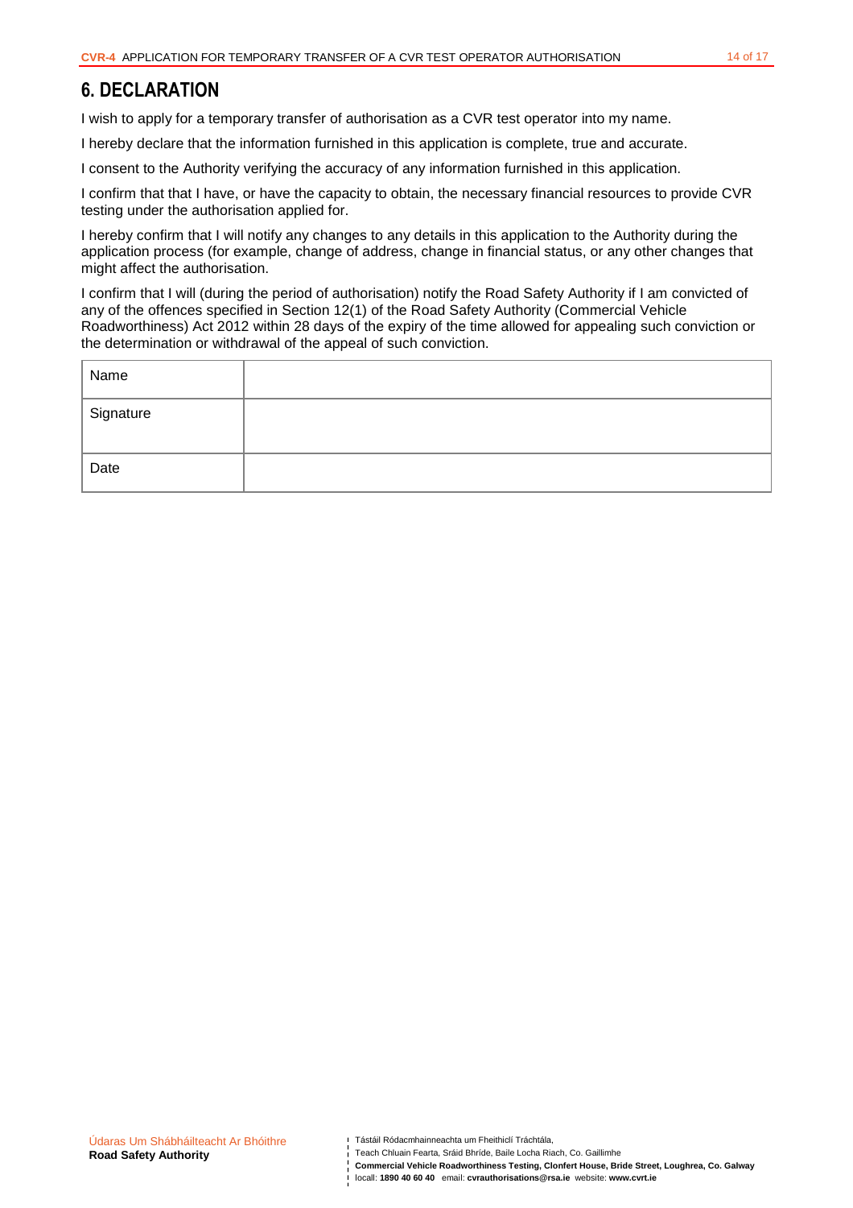## 6. DECLARATION

I wish to apply for a temporary transfer of authorisation as a CVR test operator into my name.

I hereby declare that the information furnished in this application is complete, true and accurate.

I consent to the Authority verifying the accuracy of any information furnished in this application.

I confirm that that I have, or have the capacity to obtain, the necessary financial resources to provide CVR testing under the authorisation applied for.

I hereby confirm that I will notify any changes to any details in this application to the Authority during the application process (for example, change of address, change in financial status, or any other changes that might affect the authorisation.

I confirm that I will (during the period of authorisation) notify the Road Safety Authority if I am convicted of any of the offences specified in Section 12(1) of the Road Safety Authority (Commercial Vehicle Roadworthiness) Act 2012 within 28 days of the expiry of the time allowed for appealing such conviction or the determination or withdrawal of the appeal of such conviction.

| Name | |
|---|---|
| Signature | |
| Date | |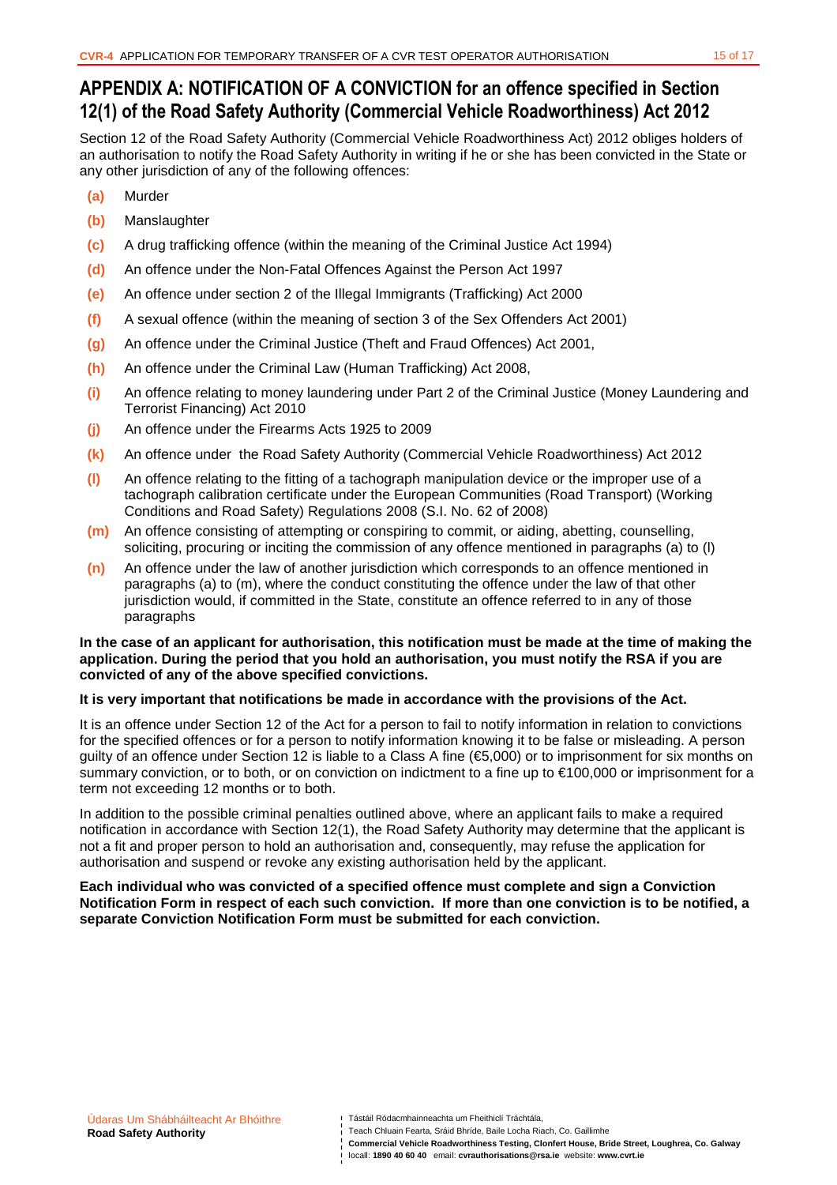## APPENDIX A: NOTIFICATION OF A CONVICTION for an offence specified in Section 12(1) of the Road Safety Authority (Commercial Vehicle Roadworthiness) Act 2012

Section 12 of the Road Safety Authority (Commercial Vehicle Roadworthiness Act) 2012 obliges holders of an authorisation to notify the Road Safety Authority in writing if he or she has been convicted in the State or any other jurisdiction of any of the following offences:

- **(a)** Murder
- **(b)** Manslaughter
- **(c)** A drug trafficking offence (within the meaning of the Criminal Justice Act 1994)
- **(d)** An offence under the Non-Fatal Offences Against the Person Act 1997
- **(e)** An offence under section 2 of the Illegal Immigrants (Trafficking) Act 2000
- **(f)** A sexual offence (within the meaning of section 3 of the Sex Offenders Act 2001)
- **(g)** An offence under the Criminal Justice (Theft and Fraud Offences) Act 2001,
- **(h)** An offence under the Criminal Law (Human Trafficking) Act 2008,
- **(i)** An offence relating to money laundering under Part 2 of the Criminal Justice (Money Laundering and Terrorist Financing) Act 2010
- **(j)** An offence under the Firearms Acts 1925 to 2009
- **(k)** An offence under the Road Safety Authority (Commercial Vehicle Roadworthiness) Act 2012
- **(l)** An offence relating to the fitting of a tachograph manipulation device or the improper use of a tachograph calibration certificate under the European Communities (Road Transport) (Working Conditions and Road Safety) Regulations 2008 (S.I. No. 62 of 2008)
- **(m)** An offence consisting of attempting or conspiring to commit, or aiding, abetting, counselling, soliciting, procuring or inciting the commission of any offence mentioned in paragraphs (a) to (l)
- **(n)** An offence under the law of another jurisdiction which corresponds to an offence mentioned in paragraphs (a) to (m), where the conduct constituting the offence under the law of that other jurisdiction would, if committed in the State, constitute an offence referred to in any of those paragraphs

**In the case of an applicant for authorisation, this notification must be made at the time of making the application. During the period that you hold an authorisation, you must notify the RSA if you are convicted of any of the above specified convictions.**

**It is very important that notifications be made in accordance with the provisions of the Act.**

It is an offence under Section 12 of the Act for a person to fail to notify information in relation to convictions for the specified offences or for a person to notify information knowing it to be false or misleading. A person guilty of an offence under Section 12 is liable to a Class A fine (€5,000) or to imprisonment for six months on summary conviction, or to both, or on conviction on indictment to a fine up to €100,000 or imprisonment for a term not exceeding 12 months or to both.

In addition to the possible criminal penalties outlined above, where an applicant fails to make a required notification in accordance with Section 12(1), the Road Safety Authority may determine that the applicant is not a fit and proper person to hold an authorisation and, consequently, may refuse the application for authorisation and suspend or revoke any existing authorisation held by the applicant.

**Each individual who was convicted of a specified offence must complete and sign a Conviction Notification Form in respect of each such conviction. If more than one conviction is to be notified, a separate Conviction Notification Form must be submitted for each conviction.**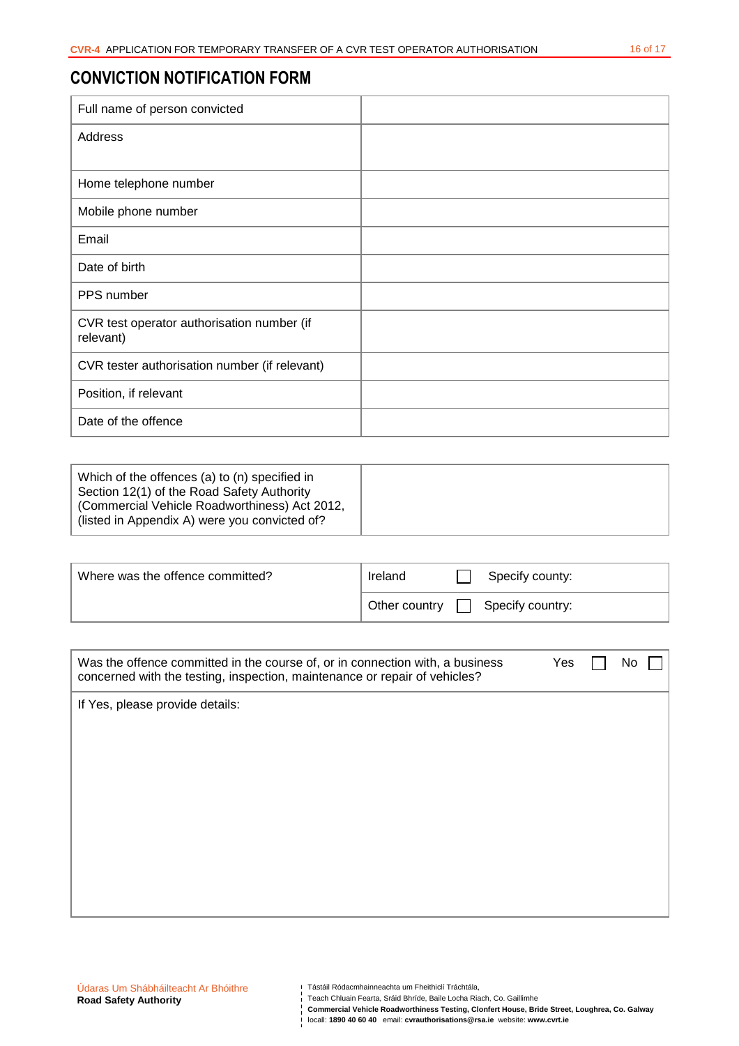## CONVICTION NOTIFICATION FORM

| Full name of person convicted | |
|---|---|
| Address | |
| Home telephone number | |
| Mobile phone number | |
| Email | |
| Date of birth | |
| PPS number | |
| CVR test operator authorisation number (if relevant) | |
| CVR tester authorisation number (if relevant) | |
| Position, if relevant | |
| Date of the offence | |

| Which of the offences (a) to (n) specified in Section 12(1) of the Road Safety Authority (Commercial Vehicle Roadworthiness) Act 2012, (listed in Appendix A) were you convicted of? | |
|---|---|

| Where was the offence committed? | Ireland ☐ | Specify county: |
|---|---|---|
| | Other country ☐ | Specify country: |

| Was the offence committed in the course of, or in connection with, a business concerned with the testing, inspection, maintenance or repair of vehicles? | Yes ☐ No ☐ |
|---|---|
| If Yes, please provide details: | |

Údaras Um Shábháilteacht Ar Bhóithre
**Road Safety Authority**

Tástáil Ródacmhainneachta um Fheithiclí Tráchtála,
Teach Chluain Fearta, Sráid Bhríde, Baile Locha Riach, Co. Gaillimhe
**Commercial Vehicle Roadworthiness Testing, Clonfert House, Bride Street, Loughrea, Co. Galway**
locall: **1890 40 60 40** email: **cvrauthorisations@rsa.ie** website: **www.cvrt.ie**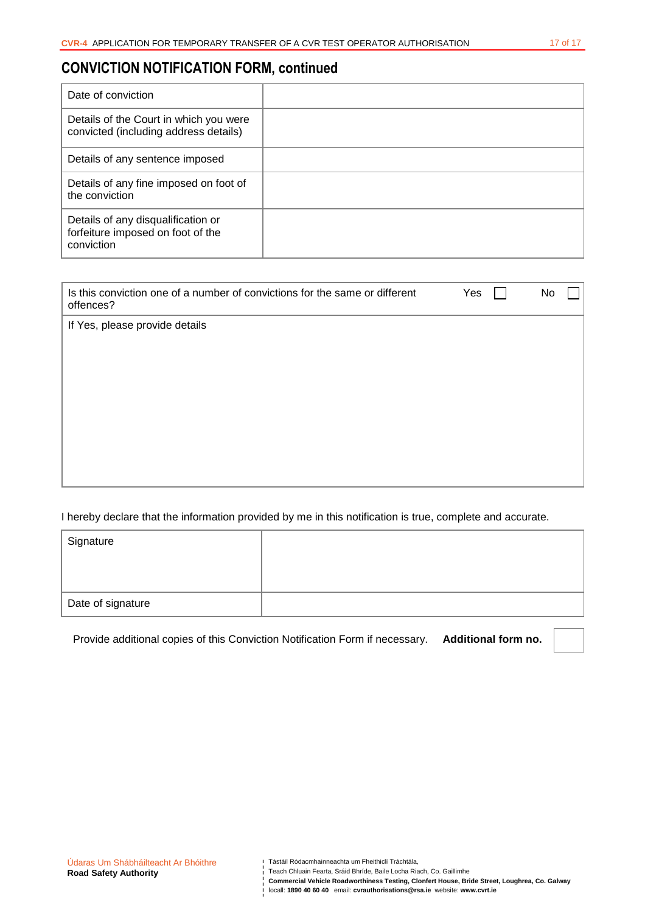## CONVICTION NOTIFICATION FORM, continued

| | |
|---|---|
| Date of conviction | |
| Details of the Court in which you were convicted (including address details) | |
| Details of any sentence imposed | |
| Details of any fine imposed on foot of the conviction | |
| Details of any disqualification or forfeiture imposed on foot of the conviction | |

| | | |
|---|---|---|
| Is this conviction one of a number of convictions for the same or different offences? | Yes ☐ | No ☐ |
| If Yes, please provide details | | |

I hereby declare that the information provided by me in this notification is true, complete and accurate.

| | |
|---|---|
| Signature | |
| Date of signature | |

Provide additional copies of this Conviction Notification Form if necessary. **Additional form no.** ☐

Údaras Um Shábháilteacht Ar Bhóithre
**Road Safety Authority**

Tástáil Ródacmhainneachta um Fheithiclí Tráchtála,
Teach Chluain Fearta, Sráid Bhríde, Baile Locha Riach, Co. Gaillimhe
**Commercial Vehicle Roadworthiness Testing, Clonfert House, Bride Street, Loughrea, Co. Galway**
locall: **1890 40 60 40** email: **cvrauthorisations@rsa.ie** website: **www.cvrt.ie**